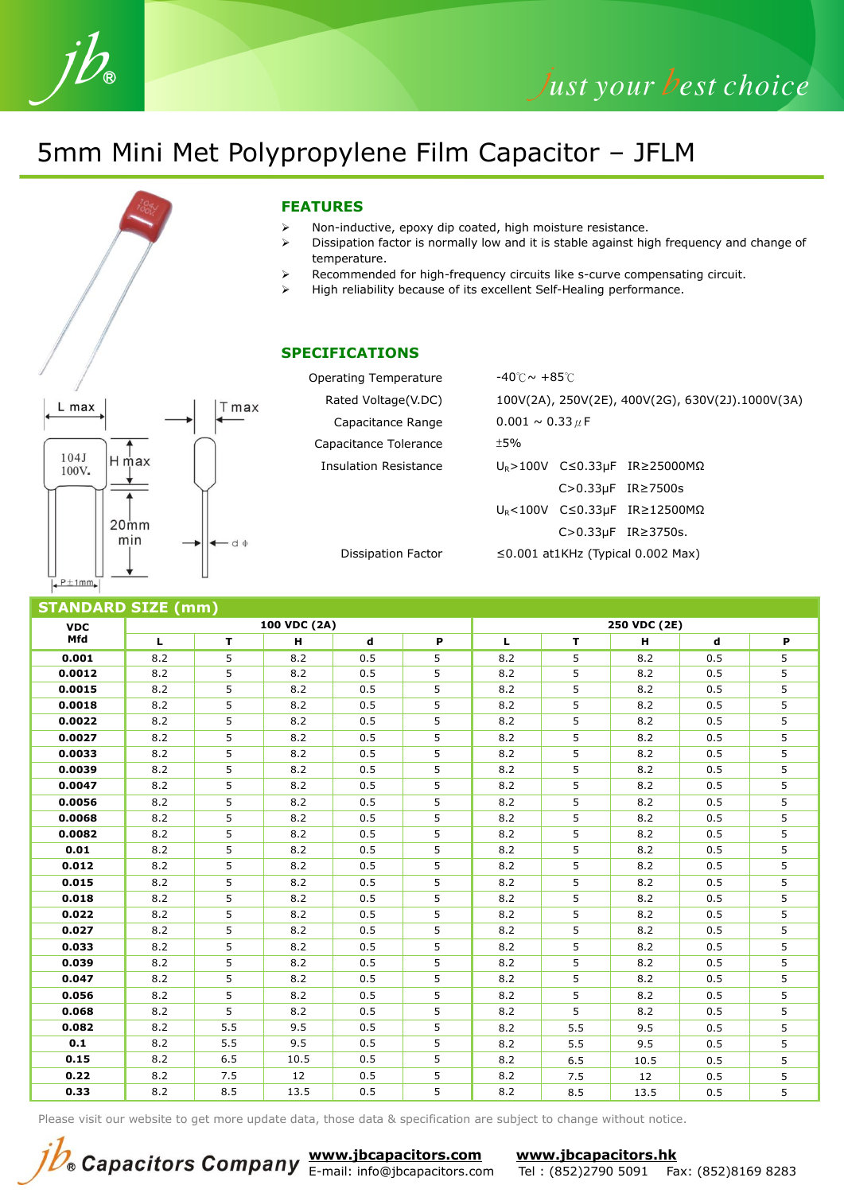# 5mm Mini Met Polypropylene Film Capacitor – JFLM

## FEATURES

- Non-inductive, epoxy dip coated, high moisture resistance.
- Dissipation factor is normally low and it is stable against high frequency and change of temperature.
- Recommended for high-frequency circuits like s-curve compensating circuit.
- High reliability because of its excellent Self-Healing performance.

## SPECIFICATIONS

| | |
|---|---|
| Operating Temperature | -40℃~ +85℃ |
| Rated Voltage(V.DC) | 100V(2A), 250V(2E), 400V(2G), 630V(2J).1000V(3A) |
| Capacitance Range | 0.001 ~ 0.33μF |
| Capacitance Tolerance | ±5% |
| Insulation Resistance | $U_R$>100V C≤0.33μF IR≥25000MΩ |
| | C>0.33μF IR≥7500s |
| | $U_R$<100V C≤0.33μF IR≥12500MΩ |
| | C>0.33μF IR≥3750s. |
| Dissipation Factor | ≤0.001 at1KHz (Typical 0.002 Max) |

## STANDARD SIZE (mm)

| VDC Mfd | 100 VDC (2A) | | | | | 250 VDC (2E) | | | | |
|---|---|---|---|---|---|---|---|---|---|---|
| | L | T | H | d | P | L | T | H | d | P |
| 0.001 | 8.2 | 5 | 8.2 | 0.5 | 5 | 8.2 | 5 | 8.2 | 0.5 | 5 |
| 0.0012 | 8.2 | 5 | 8.2 | 0.5 | 5 | 8.2 | 5 | 8.2 | 0.5 | 5 |
| 0.0015 | 8.2 | 5 | 8.2 | 0.5 | 5 | 8.2 | 5 | 8.2 | 0.5 | 5 |
| 0.0018 | 8.2 | 5 | 8.2 | 0.5 | 5 | 8.2 | 5 | 8.2 | 0.5 | 5 |
| 0.0022 | 8.2 | 5 | 8.2 | 0.5 | 5 | 8.2 | 5 | 8.2 | 0.5 | 5 |
| 0.0027 | 8.2 | 5 | 8.2 | 0.5 | 5 | 8.2 | 5 | 8.2 | 0.5 | 5 |
| 0.0033 | 8.2 | 5 | 8.2 | 0.5 | 5 | 8.2 | 5 | 8.2 | 0.5 | 5 |
| 0.0039 | 8.2 | 5 | 8.2 | 0.5 | 5 | 8.2 | 5 | 8.2 | 0.5 | 5 |
| 0.0047 | 8.2 | 5 | 8.2 | 0.5 | 5 | 8.2 | 5 | 8.2 | 0.5 | 5 |
| 0.0056 | 8.2 | 5 | 8.2 | 0.5 | 5 | 8.2 | 5 | 8.2 | 0.5 | 5 |
| 0.0068 | 8.2 | 5 | 8.2 | 0.5 | 5 | 8.2 | 5 | 8.2 | 0.5 | 5 |
| 0.0082 | 8.2 | 5 | 8.2 | 0.5 | 5 | 8.2 | 5 | 8.2 | 0.5 | 5 |
| 0.01 | 8.2 | 5 | 8.2 | 0.5 | 5 | 8.2 | 5 | 8.2 | 0.5 | 5 |
| 0.012 | 8.2 | 5 | 8.2 | 0.5 | 5 | 8.2 | 5 | 8.2 | 0.5 | 5 |
| 0.015 | 8.2 | 5 | 8.2 | 0.5 | 5 | 8.2 | 5 | 8.2 | 0.5 | 5 |
| 0.018 | 8.2 | 5 | 8.2 | 0.5 | 5 | 8.2 | 5 | 8.2 | 0.5 | 5 |
| 0.022 | 8.2 | 5 | 8.2 | 0.5 | 5 | 8.2 | 5 | 8.2 | 0.5 | 5 |
| 0.027 | 8.2 | 5 | 8.2 | 0.5 | 5 | 8.2 | 5 | 8.2 | 0.5 | 5 |
| 0.033 | 8.2 | 5 | 8.2 | 0.5 | 5 | 8.2 | 5 | 8.2 | 0.5 | 5 |
| 0.039 | 8.2 | 5 | 8.2 | 0.5 | 5 | 8.2 | 5 | 8.2 | 0.5 | 5 |
| 0.047 | 8.2 | 5 | 8.2 | 0.5 | 5 | 8.2 | 5 | 8.2 | 0.5 | 5 |
| 0.056 | 8.2 | 5 | 8.2 | 0.5 | 5 | 8.2 | 5 | 8.2 | 0.5 | 5 |
| 0.068 | 8.2 | 5 | 8.2 | 0.5 | 5 | 8.2 | 5 | 8.2 | 0.5 | 5 |
| 0.082 | 8.2 | 5.5 | 9.5 | 0.5 | 5 | 8.2 | 5.5 | 9.5 | 0.5 | 5 |
| 0.1 | 8.2 | 5.5 | 9.5 | 0.5 | 5 | 8.2 | 5.5 | 9.5 | 0.5 | 5 |
| 0.15 | 8.2 | 6.5 | 10.5 | 0.5 | 5 | 8.2 | 6.5 | 10.5 | 0.5 | 5 |
| 0.22 | 8.2 | 7.5 | 12 | 0.5 | 5 | 8.2 | 7.5 | 12 | 0.5 | 5 |
| 0.33 | 8.2 | 8.5 | 13.5 | 0.5 | 5 | 8.2 | 8.5 | 13.5 | 0.5 | 5 |

Please visit our website to get more update data, those data & specification are subject to change without notice.

jb® Capacitors Company www.jbcapacitors.com E-mail: info@jbcapacitors.com www.jbcapacitors.hk Tel : (852)2790 5091 Fax: (852)8169 8283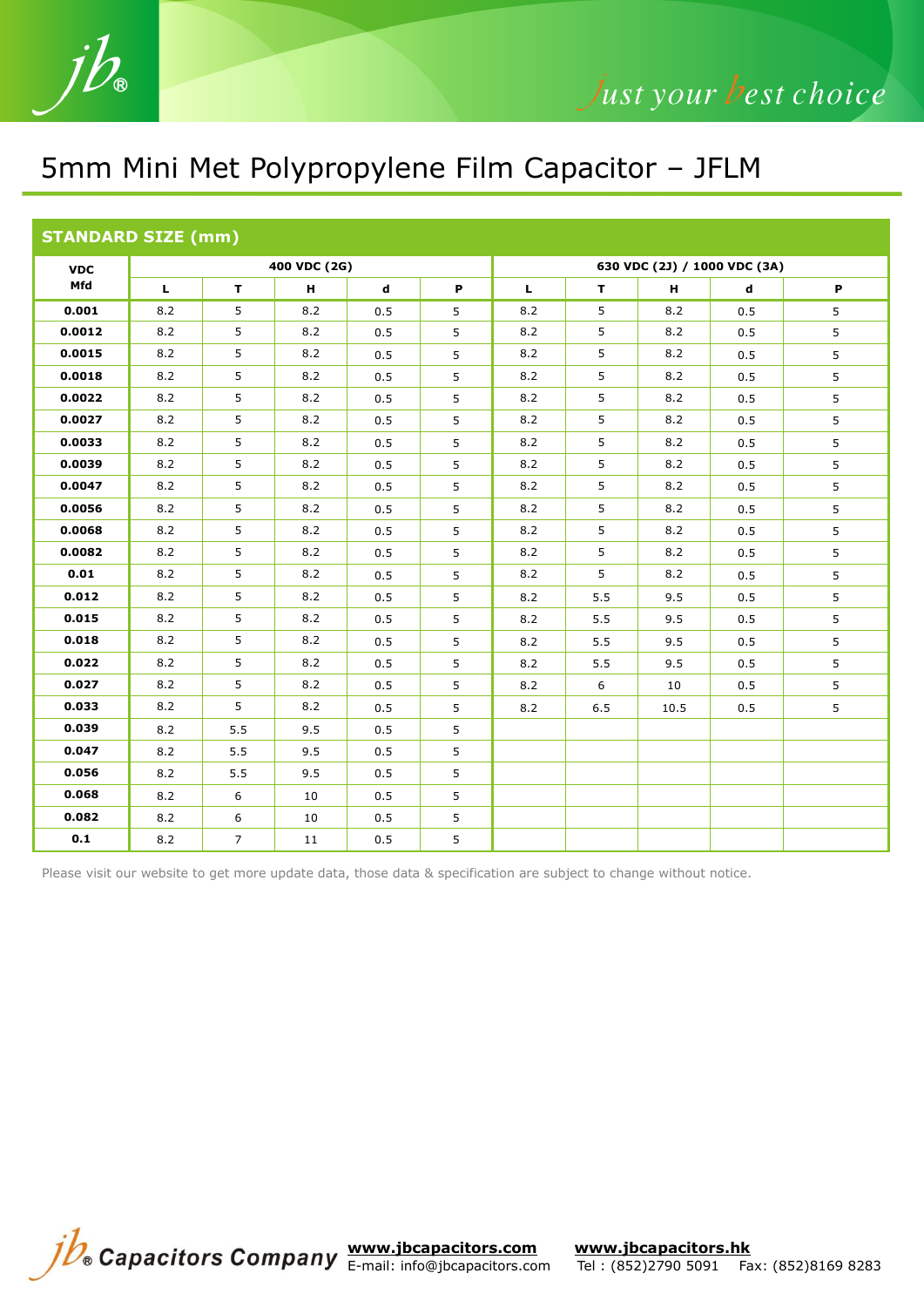# 5mm Mini Met Polypropylene Film Capacitor – JFLM

## STANDARD SIZE (mm)

| VDC Mfd | 400 VDC (2G) | | | | | 630 VDC (2J) / 1000 VDC (3A) | | | | |
|---|---|---|---|---|---|---|---|---|---|---|
| | L | T | H | d | P | L | T | H | d | P |
| 0.001 | 8.2 | 5 | 8.2 | 0.5 | 5 | 8.2 | 5 | 8.2 | 0.5 | 5 |
| 0.0012 | 8.2 | 5 | 8.2 | 0.5 | 5 | 8.2 | 5 | 8.2 | 0.5 | 5 |
| 0.0015 | 8.2 | 5 | 8.2 | 0.5 | 5 | 8.2 | 5 | 8.2 | 0.5 | 5 |
| 0.0018 | 8.2 | 5 | 8.2 | 0.5 | 5 | 8.2 | 5 | 8.2 | 0.5 | 5 |
| 0.0022 | 8.2 | 5 | 8.2 | 0.5 | 5 | 8.2 | 5 | 8.2 | 0.5 | 5 |
| 0.0027 | 8.2 | 5 | 8.2 | 0.5 | 5 | 8.2 | 5 | 8.2 | 0.5 | 5 |
| 0.0033 | 8.2 | 5 | 8.2 | 0.5 | 5 | 8.2 | 5 | 8.2 | 0.5 | 5 |
| 0.0039 | 8.2 | 5 | 8.2 | 0.5 | 5 | 8.2 | 5 | 8.2 | 0.5 | 5 |
| 0.0047 | 8.2 | 5 | 8.2 | 0.5 | 5 | 8.2 | 5 | 8.2 | 0.5 | 5 |
| 0.0056 | 8.2 | 5 | 8.2 | 0.5 | 5 | 8.2 | 5 | 8.2 | 0.5 | 5 |
| 0.0068 | 8.2 | 5 | 8.2 | 0.5 | 5 | 8.2 | 5 | 8.2 | 0.5 | 5 |
| 0.0082 | 8.2 | 5 | 8.2 | 0.5 | 5 | 8.2 | 5 | 8.2 | 0.5 | 5 |
| 0.01 | 8.2 | 5 | 8.2 | 0.5 | 5 | 8.2 | 5 | 8.2 | 0.5 | 5 |
| 0.012 | 8.2 | 5 | 8.2 | 0.5 | 5 | 8.2 | 5.5 | 9.5 | 0.5 | 5 |
| 0.015 | 8.2 | 5 | 8.2 | 0.5 | 5 | 8.2 | 5.5 | 9.5 | 0.5 | 5 |
| 0.018 | 8.2 | 5 | 8.2 | 0.5 | 5 | 8.2 | 5.5 | 9.5 | 0.5 | 5 |
| 0.022 | 8.2 | 5 | 8.2 | 0.5 | 5 | 8.2 | 5.5 | 9.5 | 0.5 | 5 |
| 0.027 | 8.2 | 5 | 8.2 | 0.5 | 5 | 8.2 | 6 | 10 | 0.5 | 5 |
| 0.033 | 8.2 | 5 | 8.2 | 0.5 | 5 | 8.2 | 6.5 | 10.5 | 0.5 | 5 |
| 0.039 | 8.2 | 5.5 | 9.5 | 0.5 | 5 | | | | | |
| 0.047 | 8.2 | 5.5 | 9.5 | 0.5 | 5 | | | | | |
| 0.056 | 8.2 | 5.5 | 9.5 | 0.5 | 5 | | | | | |
| 0.068 | 8.2 | 6 | 10 | 0.5 | 5 | | | | | |
| 0.082 | 8.2 | 6 | 10 | 0.5 | 5 | | | | | |
| 0.1 | 8.2 | 7 | 11 | 0.5 | 5 | | | | | |

Please visit our website to get more update data, those data & specification are subject to change without notice.